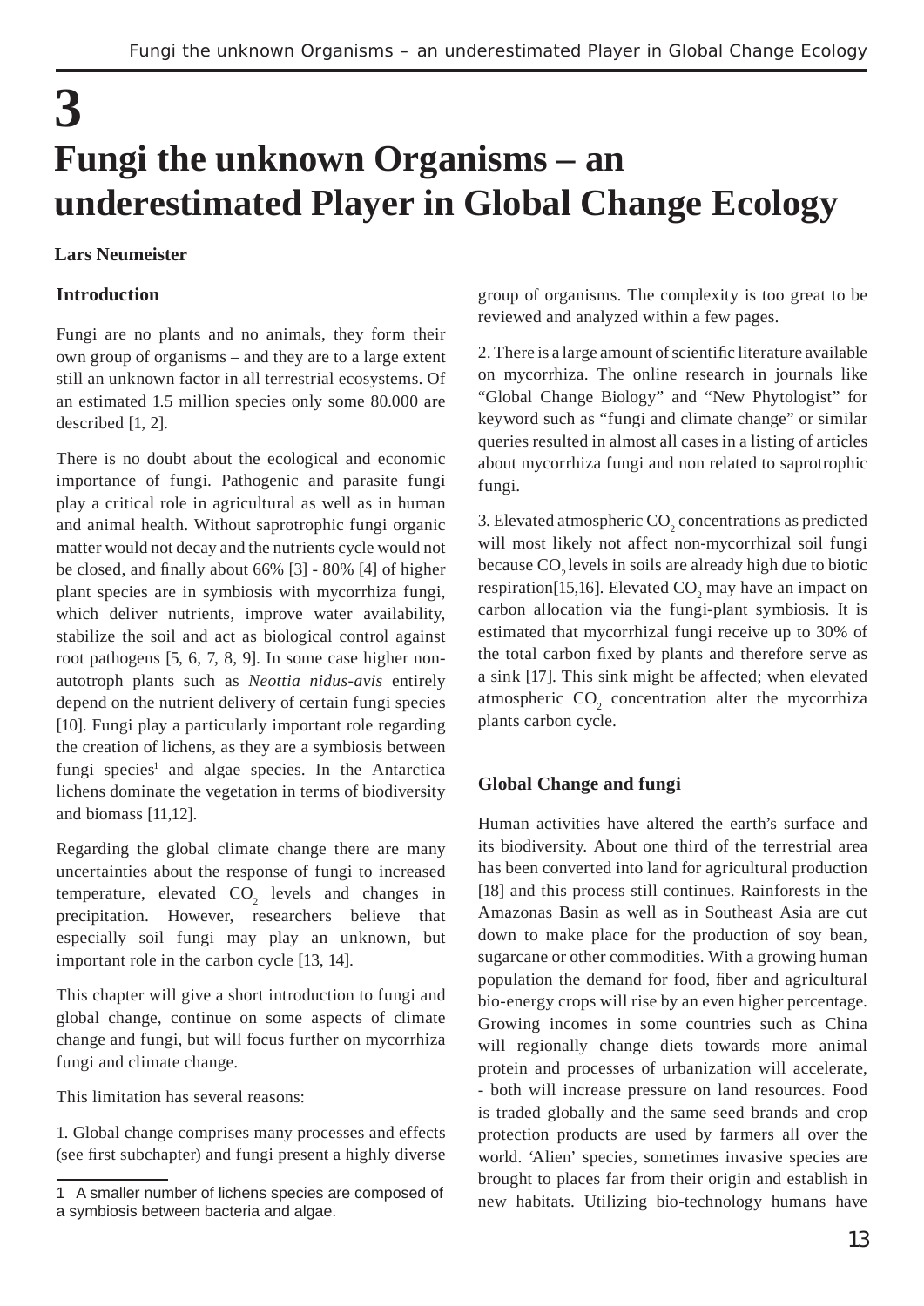# 3

# Fungi the unknown Organisms – an underestimated Player in Global Change Ecology

**Lars Neumeister**

## Introduction

Fungi are no plants and no animals, they form their own group of organisms – and they are to a large extent still an unknown factor in all terrestrial ecosystems. Of an estimated 1.5 million species only some 80.000 are described [1, 2].

There is no doubt about the ecological and economic importance of fungi. Pathogenic and parasite fungi play a critical role in agricultural as well as in human and animal health. Without saprotrophic fungi organic matter would not decay and the nutrients cycle would not be closed, and finally about 66% [3] - 80% [4] of higher plant species are in symbiosis with mycorrhiza fungi, which deliver nutrients, improve water availability, stabilize the soil and act as biological control against root pathogens [5, 6, 7, 8, 9]. In some case higher non-autotroph plants such as *Neottia nidus-avis* entirely depend on the nutrient delivery of certain fungi species [10]. Fungi play a particularly important role regarding the creation of lichens, as they are a symbiosis between fungi species[1] and algae species. In the Antarctica lichens dominate the vegetation in terms of biodiversity and biomass [11,12].

Regarding the global climate change there are many uncertainties about the response of fungi to increased temperature, elevated $CO_2$ levels and changes in precipitation. However, researchers believe that especially soil fungi may play an unknown, but important role in the carbon cycle [13, 14].

This chapter will give a short introduction to fungi and global change, continue on some aspects of climate change and fungi, but will focus further on mycorrhiza fungi and climate change.

This limitation has several reasons:

1. Global change comprises many processes and effects (see first subchapter) and fungi present a highly diverse group of organisms. The complexity is too great to be reviewed and analyzed within a few pages.

2. There is a large amount of scientific literature available on mycorrhiza. The online research in journals like "Global Change Biology" and "New Phytologist" for keyword such as "fungi and climate change" or similar queries resulted in almost all cases in a listing of articles about mycorrhiza fungi and non related to saprotrophic fungi.

3. Elevated atmospheric $CO_2$ concentrations as predicted will most likely not affect non-mycorrhizal soil fungi because $CO_2$ levels in soils are already high due to biotic respiration[15,16]. Elevated $CO_2$ may have an impact on carbon allocation via the fungi-plant symbiosis. It is estimated that mycorrhizal fungi receive up to 30% of the total carbon fixed by plants and therefore serve as a sink [17]. This sink might be affected; when elevated atmospheric $CO_2$ concentration alter the mycorrhiza plants carbon cycle.

## Global Change and fungi

Human activities have altered the earth's surface and its biodiversity. About one third of the terrestrial area has been converted into land for agricultural production [18] and this process still continues. Rainforests in the Amazonas Basin as well as in Southeast Asia are cut down to make place for the production of soy bean, sugarcane or other commodities. With a growing human population the demand for food, fiber and agricultural bio-energy crops will rise by an even higher percentage. Growing incomes in some countries such as China will regionally change diets towards more animal protein and processes of urbanization will accelerate, - both will increase pressure on land resources. Food is traded globally and the same seed brands and crop protection products are used by farmers all over the world. 'Alien' species, sometimes invasive species are brought to places far from their origin and establish in new habitats. Utilizing bio-technology humans have

1 A smaller number of lichens species are composed of a symbiosis between bacteria and algae.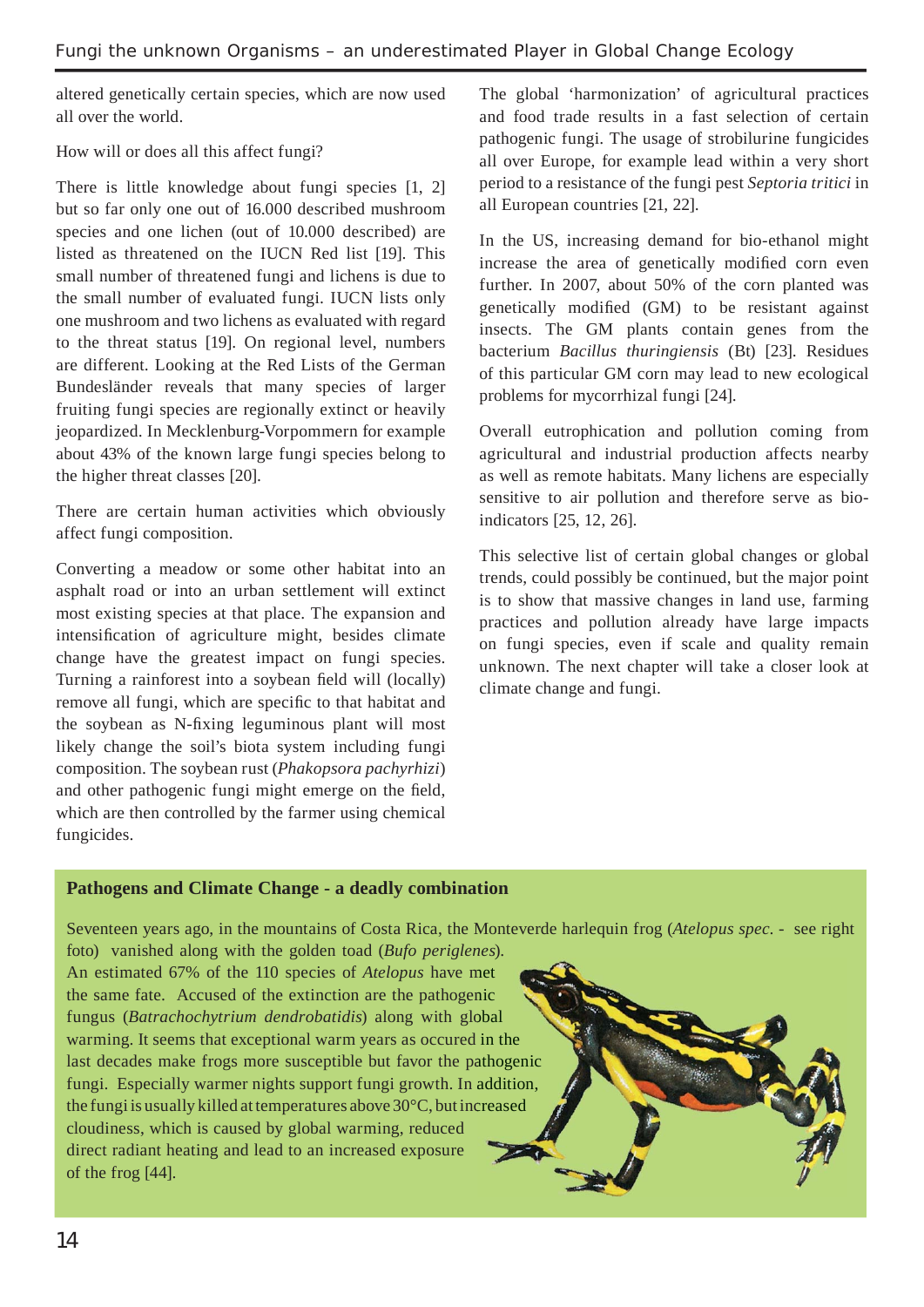altered genetically certain species, which are now used all over the world.

How will or does all this affect fungi?

There is little knowledge about fungi species [1, 2] but so far only one out of 16.000 described mushroom species and one lichen (out of 10.000 described) are listed as threatened on the IUCN Red list [19]. This small number of threatened fungi and lichens is due to the small number of evaluated fungi. IUCN lists only one mushroom and two lichens as evaluated with regard to the threat status [19]. On regional level, numbers are different. Looking at the Red Lists of the German Bundesländer reveals that many species of larger fruiting fungi species are regionally extinct or heavily jeopardized. In Mecklenburg-Vorpommern for example about 43% of the known large fungi species belong to the higher threat classes [20].

There are certain human activities which obviously affect fungi composition.

Converting a meadow or some other habitat into an asphalt road or into an urban settlement will extinct most existing species at that place. The expansion and intensification of agriculture might, besides climate change have the greatest impact on fungi species. Turning a rainforest into a soybean field will (locally) remove all fungi, which are specific to that habitat and the soybean as N-fixing leguminous plant will most likely change the soil's biota system including fungi composition. The soybean rust (*Phakopsora pachyrhizi*) and other pathogenic fungi might emerge on the field, which are then controlled by the farmer using chemical fungicides.

The global 'harmonization' of agricultural practices and food trade results in a fast selection of certain pathogenic fungi. The usage of strobilurine fungicides all over Europe, for example lead within a very short period to a resistance of the fungi pest *Septoria tritici* in all European countries [21, 22].

In the US, increasing demand for bio-ethanol might increase the area of genetically modified corn even further. In 2007, about 50% of the corn planted was genetically modified (GM) to be resistant against insects. The GM plants contain genes from the bacterium *Bacillus thuringiensis* (Bt) [23]. Residues of this particular GM corn may lead to new ecological problems for mycorrhizal fungi [24].

Overall eutrophication and pollution coming from agricultural and industrial production affects nearby as well as remote habitats. Many lichens are especially sensitive to air pollution and therefore serve as bio-indicators [25, 12, 26].

This selective list of certain global changes or global trends, could possibly be continued, but the major point is to show that massive changes in land use, farming practices and pollution already have large impacts on fungi species, even if scale and quality remain unknown. The next chapter will take a closer look at climate change and fungi.

**Pathogens and Climate Change - a deadly combination**

Seventeen years ago, in the mountains of Costa Rica, the Monteverde harlequin frog (*Atelopus spec.* - see right foto) vanished along with the golden toad (*Bufo periglenes*). An estimated 67% of the 110 species of *Atelopus* have met the same fate. Accused of the extinction are the pathogenic fungus (*Batrachochytrium dendrobatidis*) along with global warming. It seems that exceptional warm years as occured in the last decades make frogs more susceptible but favor the pathogenic fungi. Especially warmer nights support fungi growth. In addition, the fungi is usually killed at temperatures above 30°C, but increased cloudiness, which is caused by global warming, reduced direct radiant heating and lead to an increased exposure of the frog [44].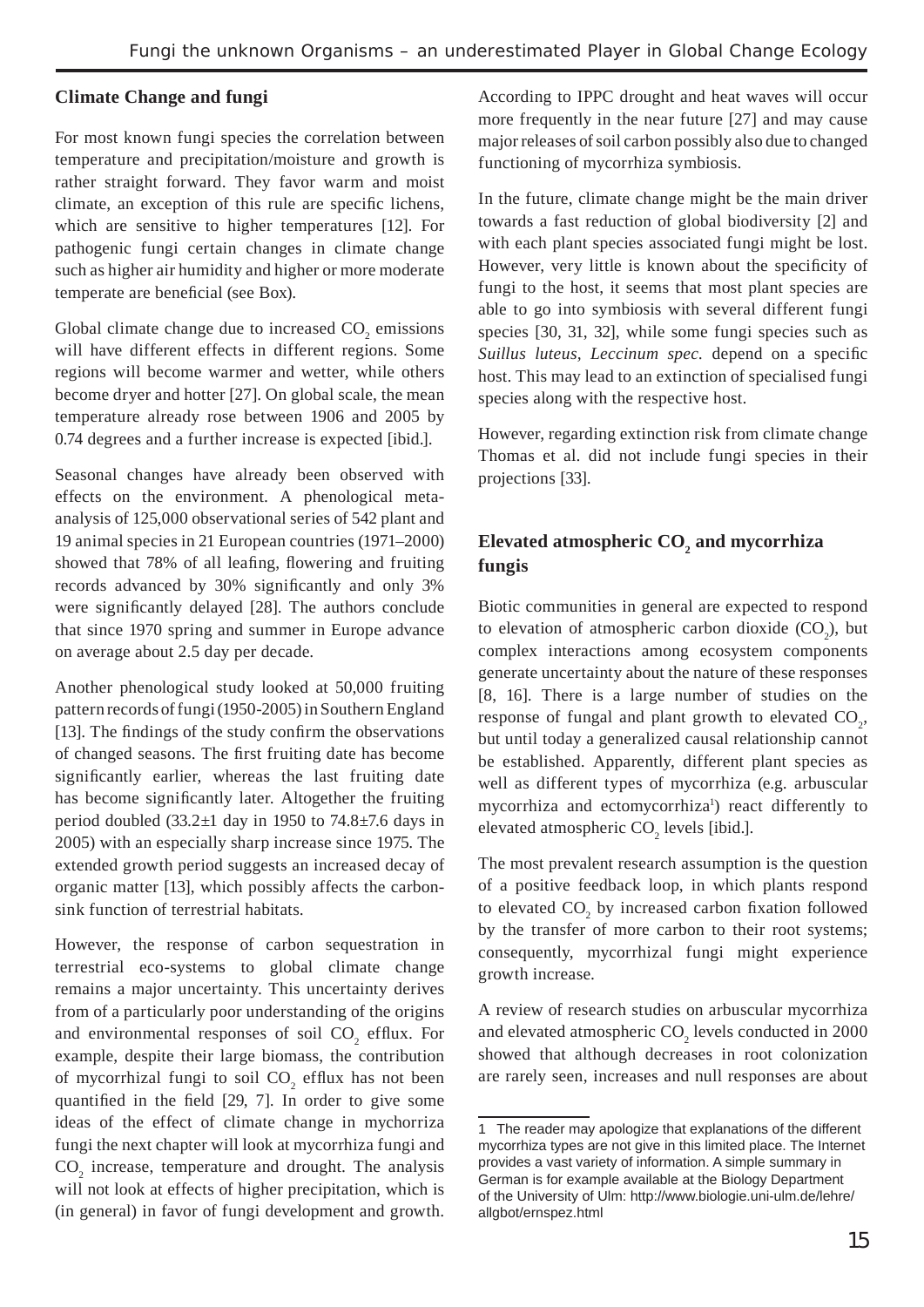## Climate Change and fungi

For most known fungi species the correlation between temperature and precipitation/moisture and growth is rather straight forward. They favor warm and moist climate, an exception of this rule are specific lichens, which are sensitive to higher temperatures [12]. For pathogenic fungi certain changes in climate change such as higher air humidity and higher or more moderate temperate are beneficial (see Box).

Global climate change due to increased $CO_2$ emissions will have different effects in different regions. Some regions will become warmer and wetter, while others become dryer and hotter [27]. On global scale, the mean temperature already rose between 1906 and 2005 by 0.74 degrees and a further increase is expected [ibid.].

Seasonal changes have already been observed with effects on the environment. A phenological meta-analysis of 125,000 observational series of 542 plant and 19 animal species in 21 European countries (1971–2000) showed that 78% of all leafing, flowering and fruiting records advanced by 30% significantly and only 3% were significantly delayed [28]. The authors conclude that since 1970 spring and summer in Europe advance on average about 2.5 day per decade.

Another phenological study looked at 50,000 fruiting pattern records of fungi (1950-2005) in Southern England [13]. The findings of the study confirm the observations of changed seasons. The first fruiting date has become significantly earlier, whereas the last fruiting date has become significantly later. Altogether the fruiting period doubled (33.2±1 day in 1950 to 74.8±7.6 days in 2005) with an especially sharp increase since 1975. The extended growth period suggests an increased decay of organic matter [13], which possibly affects the carbon-sink function of terrestrial habitats.

However, the response of carbon sequestration in terrestrial eco-systems to global climate change remains a major uncertainty. This uncertainty derives from of a particularly poor understanding of the origins and environmental responses of soil $CO_2$ efflux. For example, despite their large biomass, the contribution of mycorrhizal fungi to soil $CO_2$ efflux has not been quantified in the field [29, 7]. In order to give some ideas of the effect of climate change in mychorriza fungi the next chapter will look at mycorrhiza fungi and $CO_2$ increase, temperature and drought. The analysis will not look at effects of higher precipitation, which is (in general) in favor of fungi development and growth.

According to IPPC drought and heat waves will occur more frequently in the near future [27] and may cause major releases of soil carbon possibly also due to changed functioning of mycorrhiza symbiosis.

In the future, climate change might be the main driver towards a fast reduction of global biodiversity [2] and with each plant species associated fungi might be lost. However, very little is known about the specificity of fungi to the host, it seems that most plant species are able to go into symbiosis with several different fungi species [30, 31, 32], while some fungi species such as *Suillus luteus, Leccinum spec.* depend on a specific host. This may lead to an extinction of specialised fungi species along with the respective host.

However, regarding extinction risk from climate change Thomas et al. did not include fungi species in their projections [33].

## Elevated atmospheric $CO_2$ and mycorrhiza fungis

Biotic communities in general are expected to respond to elevation of atmospheric carbon dioxide ($CO_2$), but complex interactions among ecosystem components generate uncertainty about the nature of these responses [8, 16]. There is a large number of studies on the response of fungal and plant growth to elevated $CO_2$, but until today a generalized causal relationship cannot be established. Apparently, different plant species as well as different types of mycorrhiza (e.g. arbuscular mycorrhiza and ectomycorrhiza[1]) react differently to elevated atmospheric $CO_2$ levels [ibid.].

The most prevalent research assumption is the question of a positive feedback loop, in which plants respond to elevated $CO_2$ by increased carbon fixation followed by the transfer of more carbon to their root systems; consequently, mycorrhizal fungi might experience growth increase.

A review of research studies on arbuscular mycorrhiza and elevated atmospheric $CO_2$ levels conducted in 2000 showed that although decreases in root colonization are rarely seen, increases and null responses are about

[1] The reader may apologize that explanations of the different mycorrhiza types are not give in this limited place. The Internet provides a vast variety of information. A simple summary in German is for example available at the Biology Department of the University of Ulm: http://www.biologie.uni-ulm.de/lehre/allgbot/ernspez.html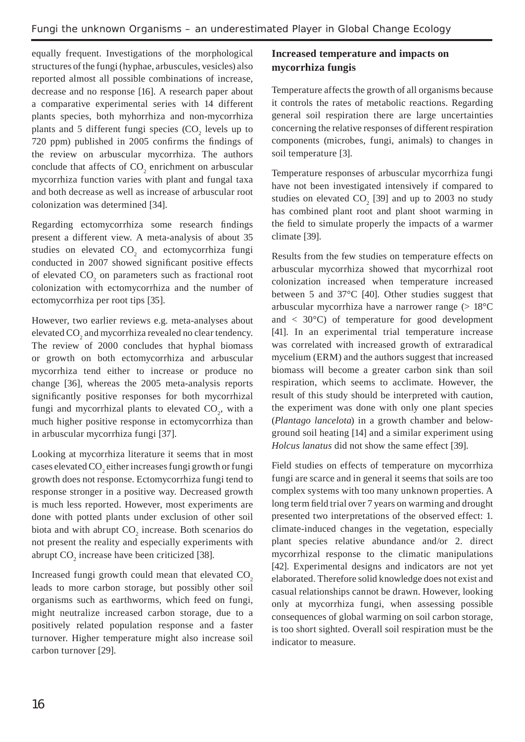equally frequent. Investigations of the morphological structures of the fungi (hyphae, arbuscules, vesicles) also reported almost all possible combinations of increase, decrease and no response [16]. A research paper about a comparative experimental series with 14 different plants species, both myhorrhiza and non-mycorrhiza plants and 5 different fungi species ($CO_2$ levels up to 720 ppm) published in 2005 confirms the findings of the review on arbuscular mycorrhiza. The authors conclude that affects of $CO_2$ enrichment on arbuscular mycorrhiza function varies with plant and fungal taxa and both decrease as well as increase of arbuscular root colonization was determined [34].

Regarding ectomycorrhiza some research findings present a different view. A meta-analysis of about 35 studies on elevated $CO_2$ and ectomycorrhiza fungi conducted in 2007 showed significant positive effects of elevated $CO_2$ on parameters such as fractional root colonization with ectomycorrhiza and the number of ectomycorrhiza per root tips [35].

However, two earlier reviews e.g. meta-analyses about elevated $CO_2$ and mycorrhiza revealed no clear tendency. The review of 2000 concludes that hyphal biomass or growth on both ectomycorrhiza and arbuscular mycorrhiza tend either to increase or produce no change [36], whereas the 2005 meta-analysis reports significantly positive responses for both mycorrhizal fungi and mycorrhizal plants to elevated $CO_2$, with a much higher positive response in ectomycorrhiza than in arbuscular mycorrhiza fungi [37].

Looking at mycorrhiza literature it seems that in most cases elevated $CO_2$ either increases fungi growth or fungi growth does not response. Ectomycorrhiza fungi tend to response stronger in a positive way. Decreased growth is much less reported. However, most experiments are done with potted plants under exclusion of other soil biota and with abrupt $CO_2$ increase. Both scenarios do not present the reality and especially experiments with abrupt $CO_2$ increase have been criticized [38].

Increased fungi growth could mean that elevated $CO_2$ leads to more carbon storage, but possibly other soil organisms such as earthworms, which feed on fungi, might neutralize increased carbon storage, due to a positively related population response and a faster turnover. Higher temperature might also increase soil carbon turnover [29].

### Increased temperature and impacts on mycorrhiza fungis

Temperature affects the growth of all organisms because it controls the rates of metabolic reactions. Regarding general soil respiration there are large uncertainties concerning the relative responses of different respiration components (microbes, fungi, animals) to changes in soil temperature [3].

Temperature responses of arbuscular mycorrhiza fungi have not been investigated intensively if compared to studies on elevated $CO_2$ [39] and up to 2003 no study has combined plant root and plant shoot warming in the field to simulate properly the impacts of a warmer climate [39].

Results from the few studies on temperature effects on arbuscular mycorrhiza showed that mycorrhizal root colonization increased when temperature increased between 5 and 37°C [40]. Other studies suggest that arbuscular mycorrhiza have a narrower range (> 18°C and < 30°C) of temperature for good development [41]. In an experimental trial temperature increase was correlated with increased growth of extraradical mycelium (ERM) and the authors suggest that increased biomass will become a greater carbon sink than soil respiration, which seems to acclimate. However, the result of this study should be interpreted with caution, the experiment was done with only one plant species (*Plantago lancelota*) in a growth chamber and below-ground soil heating [14] and a similar experiment using *Holcus lanatus* did not show the same effect [39].

Field studies on effects of temperature on mycorrhiza fungi are scarce and in general it seems that soils are too complex systems with too many unknown properties. A long term field trial over 7 years on warming and drought presented two interpretations of the observed effect: 1. climate-induced changes in the vegetation, especially plant species relative abundance and/or 2. direct mycorrhizal response to the climatic manipulations [42]. Experimental designs and indicators are not yet elaborated. Therefore solid knowledge does not exist and casual relationships cannot be drawn. However, looking only at mycorrhiza fungi, when assessing possible consequences of global warming on soil carbon storage, is too short sighted. Overall soil respiration must be the indicator to measure.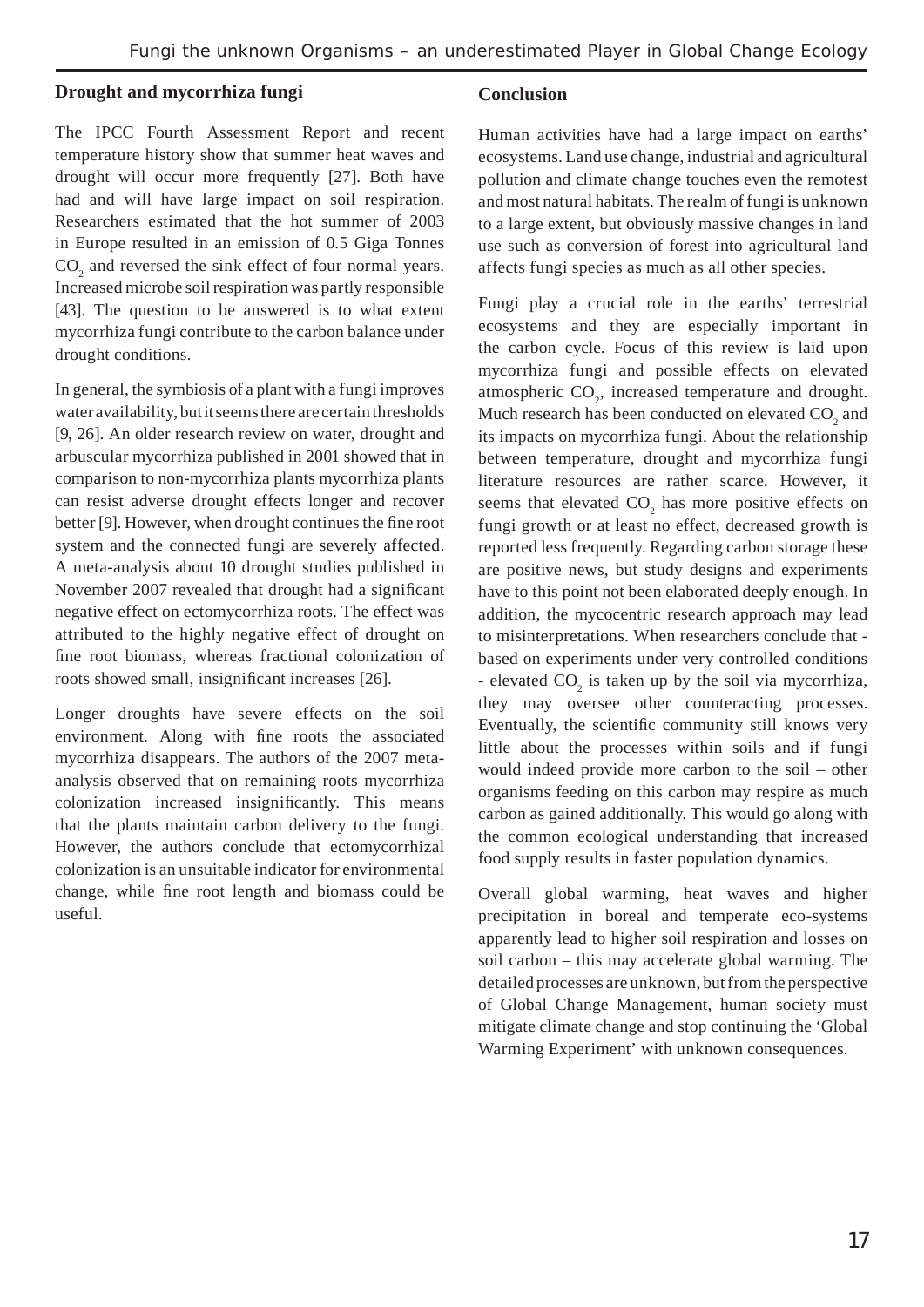## Drought and mycorrhiza fungi

The IPCC Fourth Assessment Report and recent temperature history show that summer heat waves and drought will occur more frequently [27]. Both have had and will have large impact on soil respiration. Researchers estimated that the hot summer of 2003 in Europe resulted in an emission of 0.5 Giga Tonnes $CO_2$ and reversed the sink effect of four normal years. Increased microbe soil respiration was partly responsible [43]. The question to be answered is to what extent mycorrhiza fungi contribute to the carbon balance under drought conditions.

In general, the symbiosis of a plant with a fungi improves water availability, but it seems there are certain thresholds [9, 26]. An older research review on water, drought and arbuscular mycorrhiza published in 2001 showed that in comparison to non-mycorrhiza plants mycorrhiza plants can resist adverse drought effects longer and recover better [9]. However, when drought continues the fine root system and the connected fungi are severely affected. A meta-analysis about 10 drought studies published in November 2007 revealed that drought had a significant negative effect on ectomycorrhiza roots. The effect was attributed to the highly negative effect of drought on fine root biomass, whereas fractional colonization of roots showed small, insignificant increases [26].

Longer droughts have severe effects on the soil environment. Along with fine roots the associated mycorrhiza disappears. The authors of the 2007 meta-analysis observed that on remaining roots mycorrhiza colonization increased insignificantly. This means that the plants maintain carbon delivery to the fungi. However, the authors conclude that ectomycorrhizal colonization is an unsuitable indicator for environmental change, while fine root length and biomass could be useful.

## Conclusion

Human activities have had a large impact on earths' ecosystems. Land use change, industrial and agricultural pollution and climate change touches even the remotest and most natural habitats. The realm of fungi is unknown to a large extent, but obviously massive changes in land use such as conversion of forest into agricultural land affects fungi species as much as all other species.

Fungi play a crucial role in the earths' terrestrial ecosystems and they are especially important in the carbon cycle. Focus of this review is laid upon mycorrhiza fungi and possible effects on elevated atmospheric $CO_2$, increased temperature and drought. Much research has been conducted on elevated $CO_2$ and its impacts on mycorrhiza fungi. About the relationship between temperature, drought and mycorrhiza fungi literature resources are rather scarce. However, it seems that elevated $CO_2$ has more positive effects on fungi growth or at least no effect, decreased growth is reported less frequently. Regarding carbon storage these are positive news, but study designs and experiments have to this point not been elaborated deeply enough. In addition, the mycocentric research approach may lead to misinterpretations. When researchers conclude that - based on experiments under very controlled conditions - elevated $CO_2$ is taken up by the soil via mycorrhiza, they may oversee other counteracting processes. Eventually, the scientific community still knows very little about the processes within soils and if fungi would indeed provide more carbon to the soil – other organisms feeding on this carbon may respire as much carbon as gained additionally. This would go along with the common ecological understanding that increased food supply results in faster population dynamics.

Overall global warming, heat waves and higher precipitation in boreal and temperate eco-systems apparently lead to higher soil respiration and losses on soil carbon – this may accelerate global warming. The detailed processes are unknown, but from the perspective of Global Change Management, human society must mitigate climate change and stop continuing the 'Global Warming Experiment' with unknown consequences.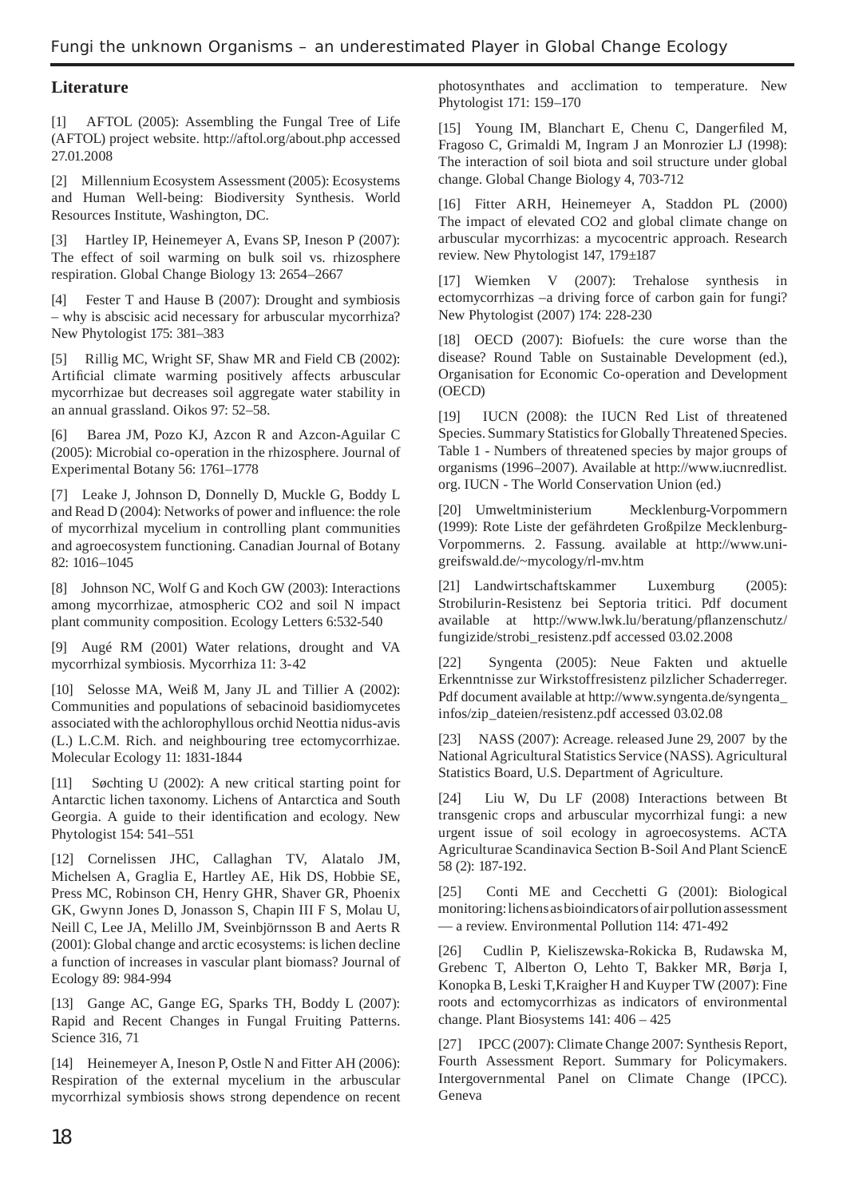## Literature

[1] AFTOL (2005): Assembling the Fungal Tree of Life (AFTOL) project website. http://aftol.org/about.php accessed 27.01.2008

[2] Millennium Ecosystem Assessment (2005): Ecosystems and Human Well-being: Biodiversity Synthesis. World Resources Institute, Washington, DC.

[3] Hartley IP, Heinemeyer A, Evans SP, Ineson P (2007): The effect of soil warming on bulk soil vs. rhizosphere respiration. Global Change Biology 13: 2654–2667

[4] Fester T and Hause B (2007): Drought and symbiosis – why is abscisic acid necessary for arbuscular mycorrhiza? New Phytologist 175: 381–383

[5] Rillig MC, Wright SF, Shaw MR and Field CB (2002): Artificial climate warming positively affects arbuscular mycorrhizae but decreases soil aggregate water stability in an annual grassland. Oikos 97: 52–58.

[6] Barea JM, Pozo KJ, Azcon R and Azcon-Aguilar C (2005): Microbial co-operation in the rhizosphere. Journal of Experimental Botany 56: 1761–1778

[7] Leake J, Johnson D, Donnelly D, Muckle G, Boddy L and Read D (2004): Networks of power and influence: the role of mycorrhizal mycelium in controlling plant communities and agroecosystem functioning. Canadian Journal of Botany 82: 1016–1045

[8] Johnson NC, Wolf G and Koch GW (2003): Interactions among mycorrhizae, atmospheric CO2 and soil N impact plant community composition. Ecology Letters 6:532-540

[9] Augé RM (2001) Water relations, drought and VA mycorrhizal symbiosis. Mycorrhiza 11: 3-42

[10] Selosse MA, Weiß M, Jany JL and Tillier A (2002): Communities and populations of sebacinoid basidiomycetes associated with the achlorophyllous orchid Neottia nidus-avis (L.) L.C.M. Rich. and neighbouring tree ectomycorrhizae. Molecular Ecology 11: 1831-1844

[11] Søchting U (2002): A new critical starting point for Antarctic lichen taxonomy. Lichens of Antarctica and South Georgia. A guide to their identification and ecology. New Phytologist 154: 541–551

[12] Cornelissen JHC, Callaghan TV, Alatalo JM, Michelsen A, Graglia E, Hartley AE, Hik DS, Hobbie SE, Press MC, Robinson CH, Henry GHR, Shaver GR, Phoenix GK, Gwynn Jones D, Jonasson S, Chapin III F S, Molau U, Neill C, Lee JA, Melillo JM, Sveinbjörnsson B and Aerts R (2001): Global change and arctic ecosystems: is lichen decline a function of increases in vascular plant biomass? Journal of Ecology 89: 984-994

[13] Gange AC, Gange EG, Sparks TH, Boddy L (2007): Rapid and Recent Changes in Fungal Fruiting Patterns. Science 316, 71

[14] Heinemeyer A, Ineson P, Ostle N and Fitter AH (2006): Respiration of the external mycelium in the arbuscular mycorrhizal symbiosis shows strong dependence on recent photosynthates and acclimation to temperature. New Phytologist 171: 159–170

[15] Young IM, Blanchart E, Chenu C, Dangerfiled M, Fragoso C, Grimaldi M, Ingram J an Monrozier LJ (1998): The interaction of soil biota and soil structure under global change. Global Change Biology 4, 703-712

[16] Fitter ARH, Heinemeyer A, Staddon PL (2000) The impact of elevated CO2 and global climate change on arbuscular mycorrhizas: a mycocentric approach. Research review. New Phytologist 147, 179±187

[17] Wiemken V (2007): Trehalose synthesis in ectomycorrhizas –a driving force of carbon gain for fungi? New Phytologist (2007) 174: 228-230

[18] OECD (2007): Biofuels: the cure worse than the disease? Round Table on Sustainable Development (ed.), Organisation for Economic Co-operation and Development (OECD)

[19] IUCN (2008): the IUCN Red List of threatened Species. Summary Statistics for Globally Threatened Species. Table 1 - Numbers of threatened species by major groups of organisms (1996–2007). Available at http://www.iucnredlist.org. IUCN - The World Conservation Union (ed.)

[20] Umweltministerium Mecklenburg-Vorpommern (1999): Rote Liste der gefährdeten Großpilze Mecklenburg-Vorpommerns. 2. Fassung. available at http://www.uni-greifswald.de/~mycology/rl-mv.htm

[21] Landwirtschaftskammer Luxemburg (2005): Strobilurin-Resistenz bei Septoria tritici. Pdf document available at http://www.lwk.lu/beratung/pflanzenschutz/fungizide/strobi_resistenz.pdf accessed 03.02.2008

[22] Syngenta (2005): Neue Fakten und aktuelle Erkenntnisse zur Wirkstoffresistenz pilzlicher Schaderreger. Pdf document available at http://www.syngenta.de/syngenta_infos/zip_dateien/resistenz.pdf accessed 03.02.08

[23] NASS (2007): Acreage. released June 29, 2007 by the National Agricultural Statistics Service (NASS). Agricultural Statistics Board, U.S. Department of Agriculture.

[24] Liu W, Du LF (2008) Interactions between Bt transgenic crops and arbuscular mycorrhizal fungi: a new urgent issue of soil ecology in agroecosystems. ACTA Agriculturae Scandinavica Section B-Soil And Plant SciencE 58 (2): 187-192.

[25] Conti ME and Cecchetti G (2001): Biological monitoring: lichens as bioindicators of air pollution assessment — a review. Environmental Pollution 114: 471-492

[26] Cudlin P, Kieliszewska-Rokicka B, Rudawska M, Grebenc T, Alberton O, Lehto T, Bakker MR, Børja I, Konopka B, Leski T, Kraigher H and Kuyper TW (2007): Fine roots and ectomycorrhizas as indicators of environmental change. Plant Biosystems 141: 406 – 425

[27] IPCC (2007): Climate Change 2007: Synthesis Report, Fourth Assessment Report. Summary for Policymakers. Intergovernmental Panel on Climate Change (IPCC). Geneva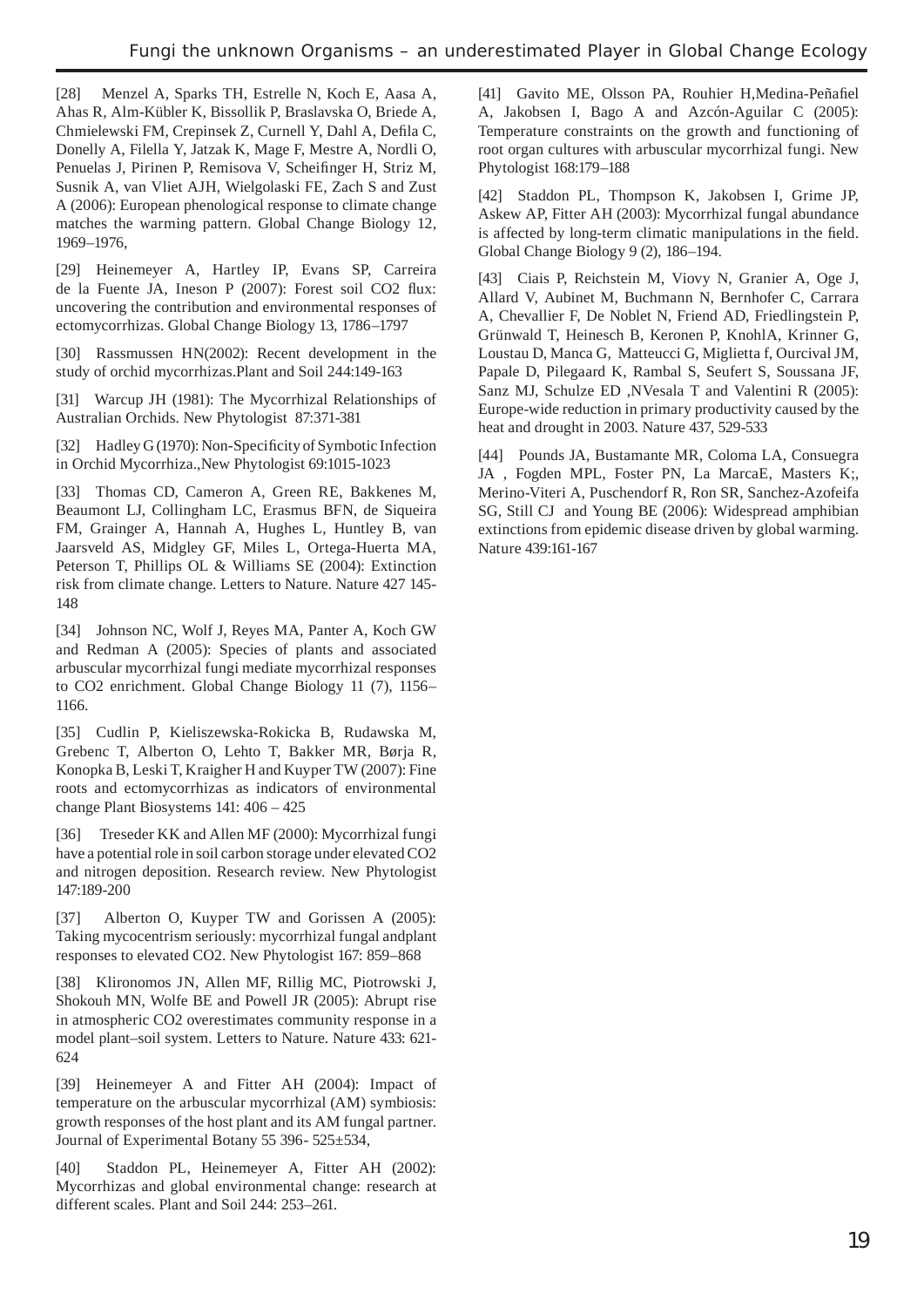[28] Menzel A, Sparks TH, Estrelle N, Koch E, Aasa A, Ahas R, Alm-Kübler K, Bissollik P, Braslavska O, Briede A, Chmielewski FM, Crepinsek Z, Curnell Y, Dahl A, Defila C, Donelly A, Filella Y, Jatzak K, Mage F, Mestre A, Nordli O, Penuelas J, Pirinen P, Remisova V, Scheifinger H, Striz M, Susnik A, van Vliet AJH, Wielgolaski FE, Zach S and Zust A (2006): European phenological response to climate change matches the warming pattern. Global Change Biology 12, 1969–1976,

[29] Heinemeyer A, Hartley IP, Evans SP, Carreira de la Fuente JA, Ineson P (2007): Forest soil CO2 flux: uncovering the contribution and environmental responses of ectomycorrhizas. Global Change Biology 13, 1786–1797

[30] Rassmussen HN(2002): Recent development in the study of orchid mycorrhizas.Plant and Soil 244:149-163

[31] Warcup JH (1981): The Mycorrhizal Relationships of Australian Orchids. New Phytologist 87:371-381

[32] Hadley G (1970): Non-Specificity of Symbotic Infection in Orchid Mycorrhiza.,New Phytologist 69:1015-1023

[33] Thomas CD, Cameron A, Green RE, Bakkenes M, Beaumont LJ, Collingham LC, Erasmus BFN, de Siqueira FM, Grainger A, Hannah A, Hughes L, Huntley B, van Jaarsveld AS, Midgley GF, Miles L, Ortega-Huerta MA, Peterson T, Phillips OL & Williams SE (2004): Extinction risk from climate change. Letters to Nature. Nature 427 145-148

[34] Johnson NC, Wolf J, Reyes MA, Panter A, Koch GW and Redman A (2005): Species of plants and associated arbuscular mycorrhizal fungi mediate mycorrhizal responses to CO2 enrichment. Global Change Biology 11 (7), 1156–1166.

[35] Cudlin P, Kieliszewska-Rokicka B, Rudawska M, Grebenc T, Alberton O, Lehto T, Bakker MR, Børja R, Konopka B, Leski T, Kraigher H and Kuyper TW (2007): Fine roots and ectomycorrhizas as indicators of environmental change Plant Biosystems 141: 406 – 425

[36] Treseder KK and Allen MF (2000): Mycorrhizal fungi have a potential role in soil carbon storage under elevated CO2 and nitrogen deposition. Research review. New Phytologist 147:189-200

[37] Alberton O, Kuyper TW and Gorissen A (2005): Taking mycocentrism seriously: mycorrhizal fungal andplant responses to elevated CO2. New Phytologist 167: 859–868

[38] Klironomos JN, Allen MF, Rillig MC, Piotrowski J, Shokouh MN, Wolfe BE and Powell JR (2005): Abrupt rise in atmospheric CO2 overestimates community response in a model plant–soil system. Letters to Nature. Nature 433: 621-624

[39] Heinemeyer A and Fitter AH (2004): Impact of temperature on the arbuscular mycorrhizal (AM) symbiosis: growth responses of the host plant and its AM fungal partner. Journal of Experimental Botany 55 396- 525±534,

[40] Staddon PL, Heinemeyer A, Fitter AH (2002): Mycorrhizas and global environmental change: research at different scales. Plant and Soil 244: 253–261.

[41] Gavito ME, Olsson PA, Rouhier H,Medina-Peñafiel A, Jakobsen I, Bago A and Azcón-Aguilar C (2005): Temperature constraints on the growth and functioning of root organ cultures with arbuscular mycorrhizal fungi. New Phytologist 168:179–188

[42] Staddon PL, Thompson K, Jakobsen I, Grime JP, Askew AP, Fitter AH (2003): Mycorrhizal fungal abundance is affected by long-term climatic manipulations in the field. Global Change Biology 9 (2), 186–194.

[43] Ciais P, Reichstein M, Viovy N, Granier A, Oge J, Allard V, Aubinet M, Buchmann N, Bernhofer C, Carrara A, Chevallier F, De Noblet N, Friend AD, Friedlingstein P, Grünwald T, Heinesch B, Keronen P, KnohlA, Krinner G, Loustau D, Manca G, Matteucci G, Miglietta f, Ourcival JM, Papale D, Pilegaard K, Rambal S, Seufert S, Soussana JF, Sanz MJ, Schulze ED ,NVesala T and Valentini R (2005): Europe-wide reduction in primary productivity caused by the heat and drought in 2003. Nature 437, 529-533

[44] Pounds JA, Bustamante MR, Coloma LA, Consuegra JA , Fogden MPL, Foster PN, La MarcaE, Masters K;, Merino-Viteri A, Puschendorf R, Ron SR, Sanchez-Azofeifa SG, Still CJ and Young BE (2006): Widespread amphibian extinctions from epidemic disease driven by global warming. Nature 439:161-167